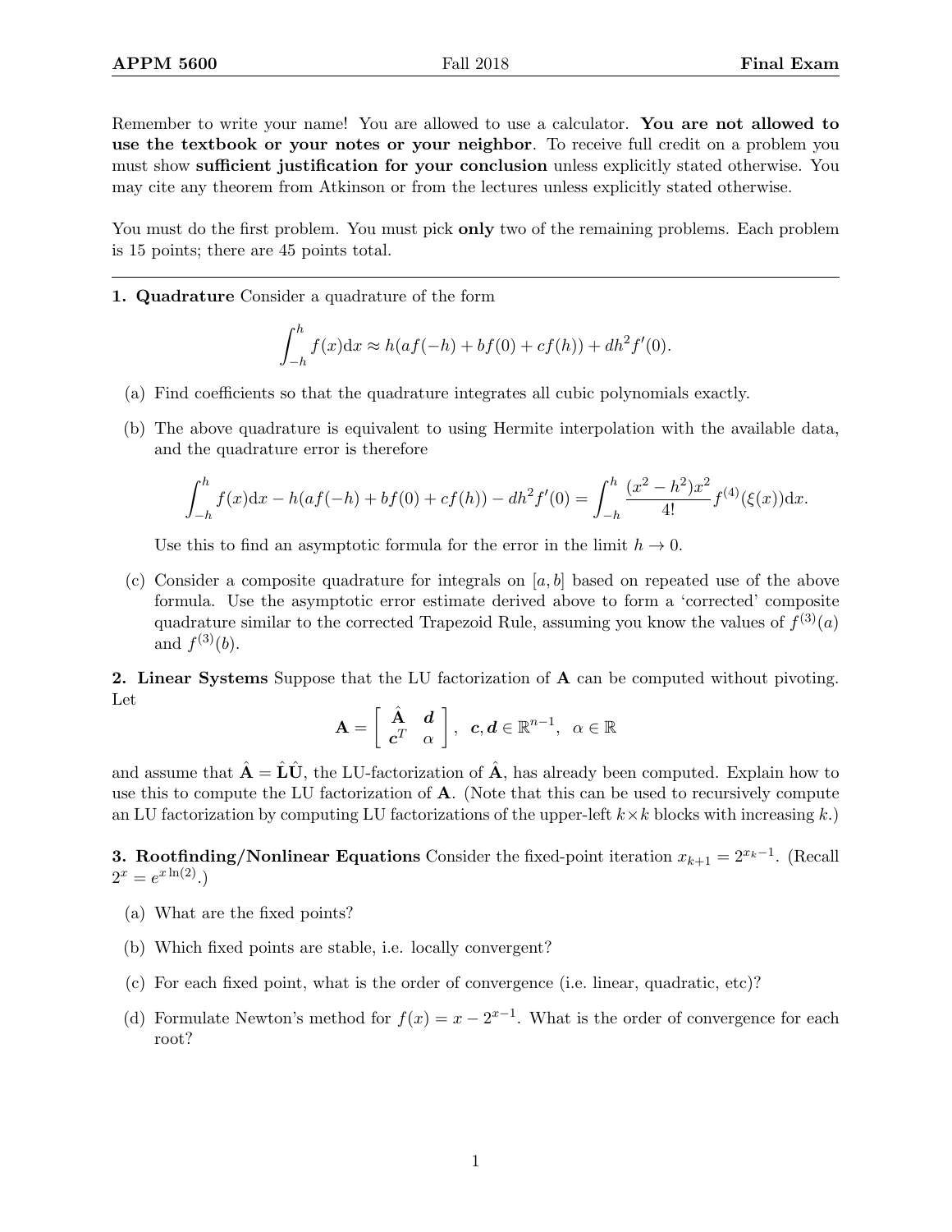**APPM 5600** Fall 2018 **Final Exam**

Remember to write your name! You are allowed to use a calculator. **You are not allowed to use the textbook or your notes or your neighbor**. To receive full credit on a problem you must show **sufficient justification for your conclusion** unless explicitly stated otherwise. You may cite any theorem from Atkinson or from the lectures unless explicitly stated otherwise.

You must do the first problem. You must pick **only** two of the remaining problems. Each problem is 15 points; there are 45 points total.

---

**1. Quadrature** Consider a quadrature of the form

$$\int_{-h}^{h} f(x)\mathrm{d}x \approx h(af(-h) + bf(0) + cf(h)) + dh^2 f'(0).$$

(a) Find coefficients so that the quadrature integrates all cubic polynomials exactly.

(b) The above quadrature is equivalent to using Hermite interpolation with the available data, and the quadrature error is therefore

$$\int_{-h}^{h} f(x)\mathrm{d}x - h(af(-h) + bf(0) + cf(h)) - dh^2 f'(0) = \int_{-h}^{h} \frac{(x^2 - h^2)x^2}{4!} f^{(4)}(\xi(x))\mathrm{d}x.$$

Use this to find an asymptotic formula for the error in the limit $h \to 0$.

(c) Consider a composite quadrature for integrals on $[a, b]$ based on repeated use of the above formula. Use the asymptotic error estimate derived above to form a 'corrected' composite quadrature similar to the corrected Trapezoid Rule, assuming you know the values of $f^{(3)}(a)$ and $f^{(3)}(b)$.

**2. Linear Systems** Suppose that the LU factorization of $\mathbf{A}$ can be computed without pivoting. Let

$$\mathbf{A} = \begin{bmatrix} \hat{\mathbf{A}} & \boldsymbol{d} \\ \boldsymbol{c}^T & \alpha \end{bmatrix}, \quad \boldsymbol{c}, \boldsymbol{d} \in \mathbb{R}^{n-1}, \quad \alpha \in \mathbb{R}$$

and assume that $\hat{\mathbf{A}} = \hat{\mathbf{L}}\hat{\mathbf{U}}$, the LU-factorization of $\hat{\mathbf{A}}$, has already been computed. Explain how to use this to compute the LU factorization of $\mathbf{A}$. (Note that this can be used to recursively compute an LU factorization by computing LU factorizations of the upper-left $k \times k$ blocks with increasing $k$.)

**3. Rootfinding/Nonlinear Equations** Consider the fixed-point iteration $x_{k+1} = 2^{x_k - 1}$. (Recall $2^x = e^{x \ln(2)}$.)

(a) What are the fixed points?

(b) Which fixed points are stable, i.e. locally convergent?

(c) For each fixed point, what is the order of convergence (i.e. linear, quadratic, etc)?

(d) Formulate Newton's method for $f(x) = x - 2^{x-1}$. What is the order of convergence for each root?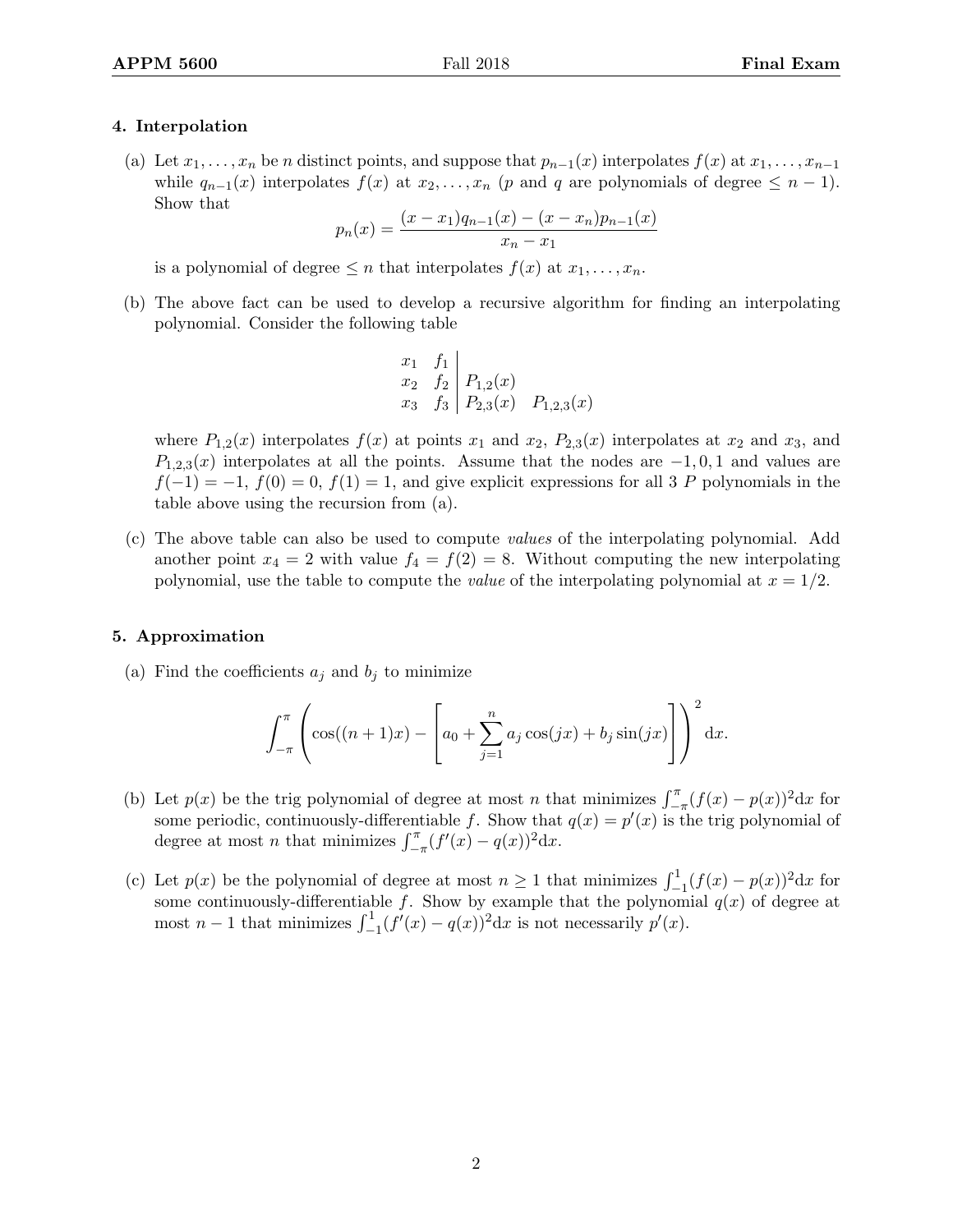### 4. Interpolation

(a) Let $x_1, \ldots, x_n$ be $n$ distinct points, and suppose that $p_{n-1}(x)$ interpolates $f(x)$ at $x_1, \ldots, x_{n-1}$ while $q_{n-1}(x)$ interpolates $f(x)$ at $x_2, \ldots, x_n$ ($p$ and $q$ are polynomials of degree $\leq n-1$). Show that

$$p_n(x) = \frac{(x - x_1)q_{n-1}(x) - (x - x_n)p_{n-1}(x)}{x_n - x_1}$$

is a polynomial of degree $\leq n$ that interpolates $f(x)$ at $x_1, \ldots, x_n$.

(b) The above fact can be used to develop a recursive algorithm for finding an interpolating polynomial. Consider the following table

$$\begin{array}{cc|ll} x_1 & f_1 & & \\ x_2 & f_2 & P_{1,2}(x) & \\ x_3 & f_3 & P_{2,3}(x) & P_{1,2,3}(x) \end{array}$$

where $P_{1,2}(x)$ interpolates $f(x)$ at points $x_1$ and $x_2$, $P_{2,3}(x)$ interpolates at $x_2$ and $x_3$, and $P_{1,2,3}(x)$ interpolates at all the points. Assume that the nodes are $-1, 0, 1$ and values are $f(-1) = -1$, $f(0) = 0$, $f(1) = 1$, and give explicit expressions for all 3 $P$ polynomials in the table above using the recursion from (a).

(c) The above table can also be used to compute *values* of the interpolating polynomial. Add another point $x_4 = 2$ with value $f_4 = f(2) = 8$. Without computing the new interpolating polynomial, use the table to compute the *value* of the interpolating polynomial at $x = 1/2$.

### 5. Approximation

(a) Find the coefficients $a_j$ and $b_j$ to minimize

$$\int_{-\pi}^{\pi} \left( \cos((n+1)x) - \left[ a_0 + \sum_{j=1}^{n} a_j \cos(jx) + b_j \sin(jx) \right] \right)^2 \mathrm{d}x.$$

(b) Let $p(x)$ be the trig polynomial of degree at most $n$ that minimizes $\int_{-\pi}^{\pi}(f(x) - p(x))^2 \mathrm{d}x$ for some periodic, continuously-differentiable $f$. Show that $q(x) = p'(x)$ is the trig polynomial of degree at most $n$ that minimizes $\int_{-\pi}^{\pi}(f'(x) - q(x))^2 \mathrm{d}x$.

(c) Let $p(x)$ be the polynomial of degree at most $n \geq 1$ that minimizes $\int_{-1}^{1}(f(x) - p(x))^2 \mathrm{d}x$ for some continuously-differentiable $f$. Show by example that the polynomial $q(x)$ of degree at most $n-1$ that minimizes $\int_{-1}^{1}(f'(x) - q(x))^2 \mathrm{d}x$ is not necessarily $p'(x)$.